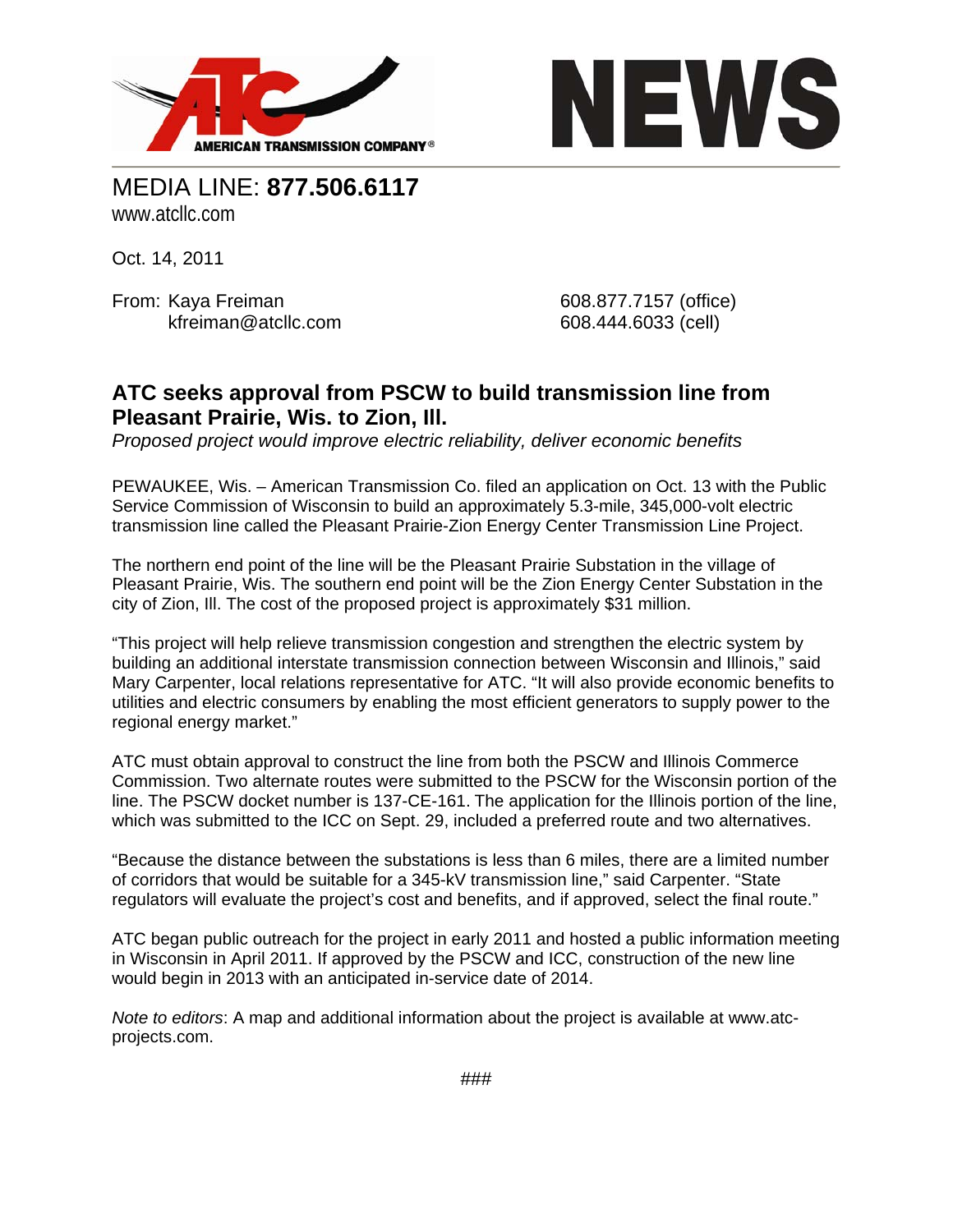AMERICAN TRANSMISSION COMPANY®

# NEWS

MEDIA LINE: **877.506.6117**
www.atcllc.com

Oct. 14, 2011

From: Kaya Freiman
kfreiman@atcllc.com

608.877.7157 (office)
608.444.6033 (cell)

## ATC seeks approval from PSCW to build transmission line from Pleasant Prairie, Wis. to Zion, Ill.

*Proposed project would improve electric reliability, deliver economic benefits*

PEWAUKEE, Wis. – American Transmission Co. filed an application on Oct. 13 with the Public Service Commission of Wisconsin to build an approximately 5.3-mile, 345,000-volt electric transmission line called the Pleasant Prairie-Zion Energy Center Transmission Line Project.

The northern end point of the line will be the Pleasant Prairie Substation in the village of Pleasant Prairie, Wis. The southern end point will be the Zion Energy Center Substation in the city of Zion, Ill. The cost of the proposed project is approximately $31 million.

"This project will help relieve transmission congestion and strengthen the electric system by building an additional interstate transmission connection between Wisconsin and Illinois," said Mary Carpenter, local relations representative for ATC. "It will also provide economic benefits to utilities and electric consumers by enabling the most efficient generators to supply power to the regional energy market."

ATC must obtain approval to construct the line from both the PSCW and Illinois Commerce Commission. Two alternate routes were submitted to the PSCW for the Wisconsin portion of the line. The PSCW docket number is 137-CE-161. The application for the Illinois portion of the line, which was submitted to the ICC on Sept. 29, included a preferred route and two alternatives.

"Because the distance between the substations is less than 6 miles, there are a limited number of corridors that would be suitable for a 345-kV transmission line," said Carpenter. "State regulators will evaluate the project's cost and benefits, and if approved, select the final route."

ATC began public outreach for the project in early 2011 and hosted a public information meeting in Wisconsin in April 2011. If approved by the PSCW and ICC, construction of the new line would begin in 2013 with an anticipated in-service date of 2014.

*Note to editors*: A map and additional information about the project is available at www.atc-projects.com.

###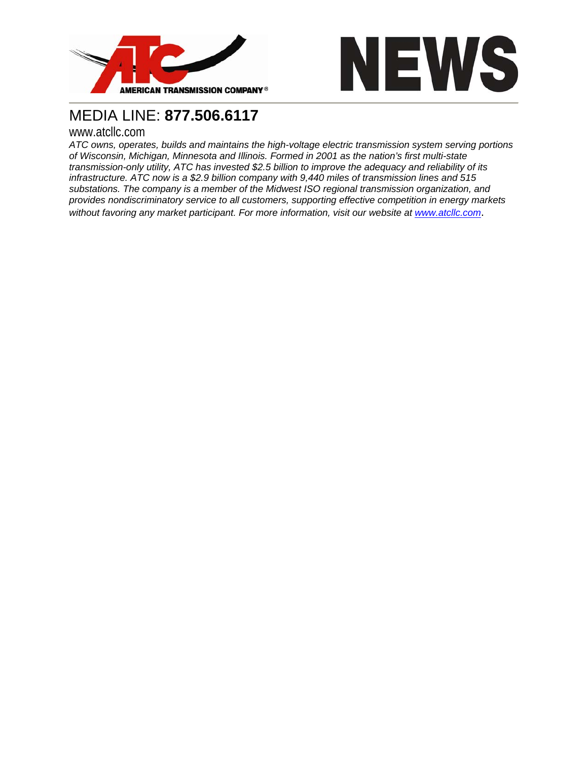MEDIA LINE: **877.506.6117**

www.atcllc.com

*ATC owns, operates, builds and maintains the high-voltage electric transmission system serving portions of Wisconsin, Michigan, Minnesota and Illinois. Formed in 2001 as the nation's first multi-state transmission-only utility, ATC has invested $2.5 billion to improve the adequacy and reliability of its infrastructure. ATC now is a $2.9 billion company with 9,440 miles of transmission lines and 515 substations. The company is a member of the Midwest ISO regional transmission organization, and provides nondiscriminatory service to all customers, supporting effective competition in energy markets without favoring any market participant. For more information, visit our website at [www.atcllc.com](http://www.atcllc.com).*